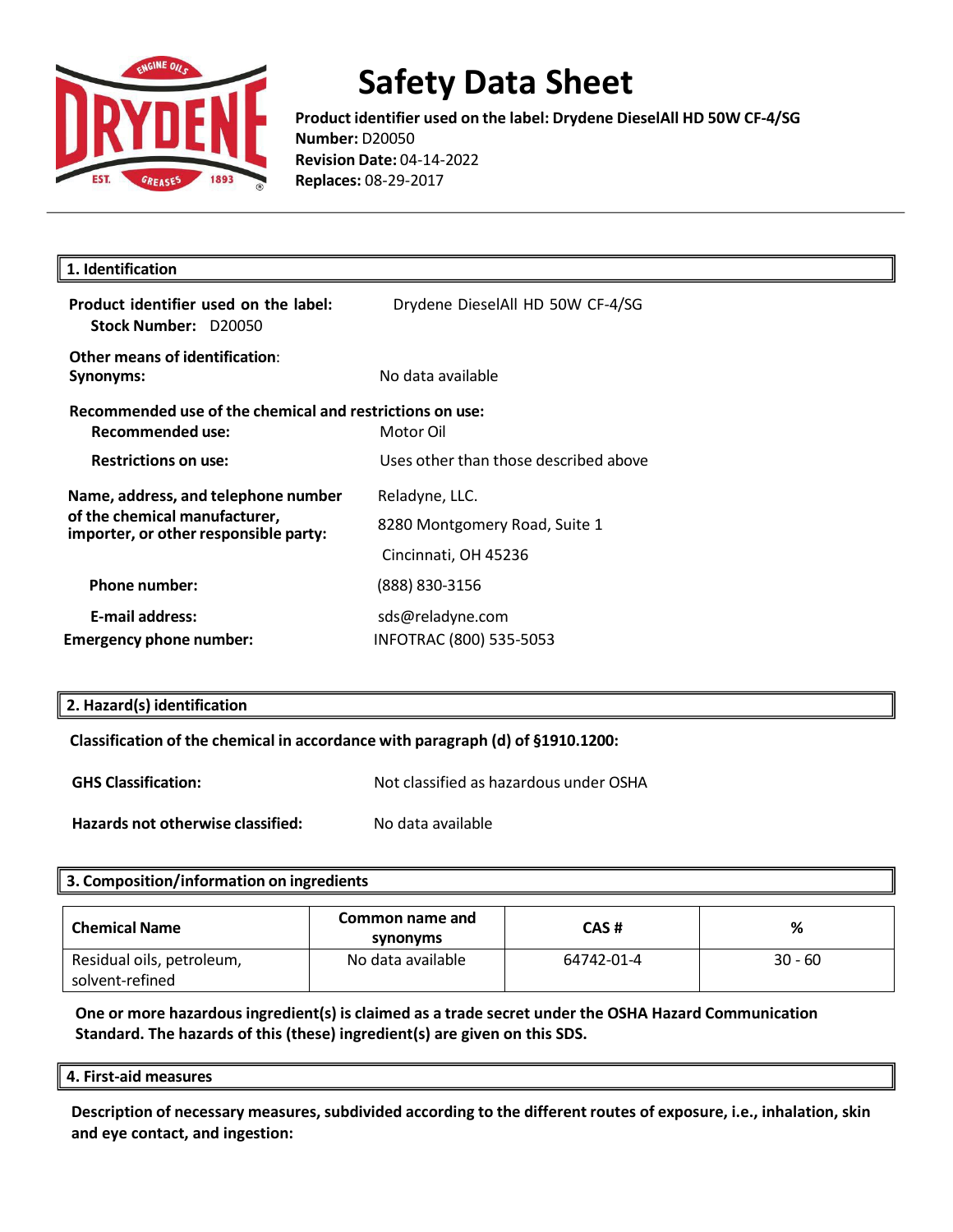# Safety Data Sheet

**Product identifier used on the label: Drydene DieselAll HD 50W CF-4/SG**
**Number:** D20050
**Revision Date:** 04-14-2022
**Replaces:** 08-29-2017

## 1. Identification

**Product identifier used on the label:** Drydene DieselAll HD 50W CF-4/SG
**Stock Number:** D20050

**Other means of identification:**
**Synonyms:** No data available

**Recommended use of the chemical and restrictions on use:**
**Recommended use:** Motor Oil
**Restrictions on use:** Uses other than those described above

**Name, address, and telephone number of the chemical manufacturer, importer, or other responsible party:**
Reladyne, LLC.
8280 Montgomery Road, Suite 1
Cincinnati, OH 45236

**Phone number:** (888) 830-3156

**E-mail address:** sds@reladyne.com

**Emergency phone number:** INFOTRAC (800) 535-5053

## 2. Hazard(s) identification

**Classification of the chemical in accordance with paragraph (d) of §1910.1200:**

**GHS Classification:** Not classified as hazardous under OSHA

**Hazards not otherwise classified:** No data available

## 3. Composition/information on ingredients

| Chemical Name | Common name and synonyms | CAS # | % |
|---|---|---|---|
| Residual oils, petroleum, solvent-refined | No data available | 64742-01-4 | 30 - 60 |

**One or more hazardous ingredient(s) is claimed as a trade secret under the OSHA Hazard Communication Standard. The hazards of this (these) ingredient(s) are given on this SDS.**

## 4. First-aid measures

**Description of necessary measures, subdivided according to the different routes of exposure, i.e., inhalation, skin and eye contact, and ingestion:**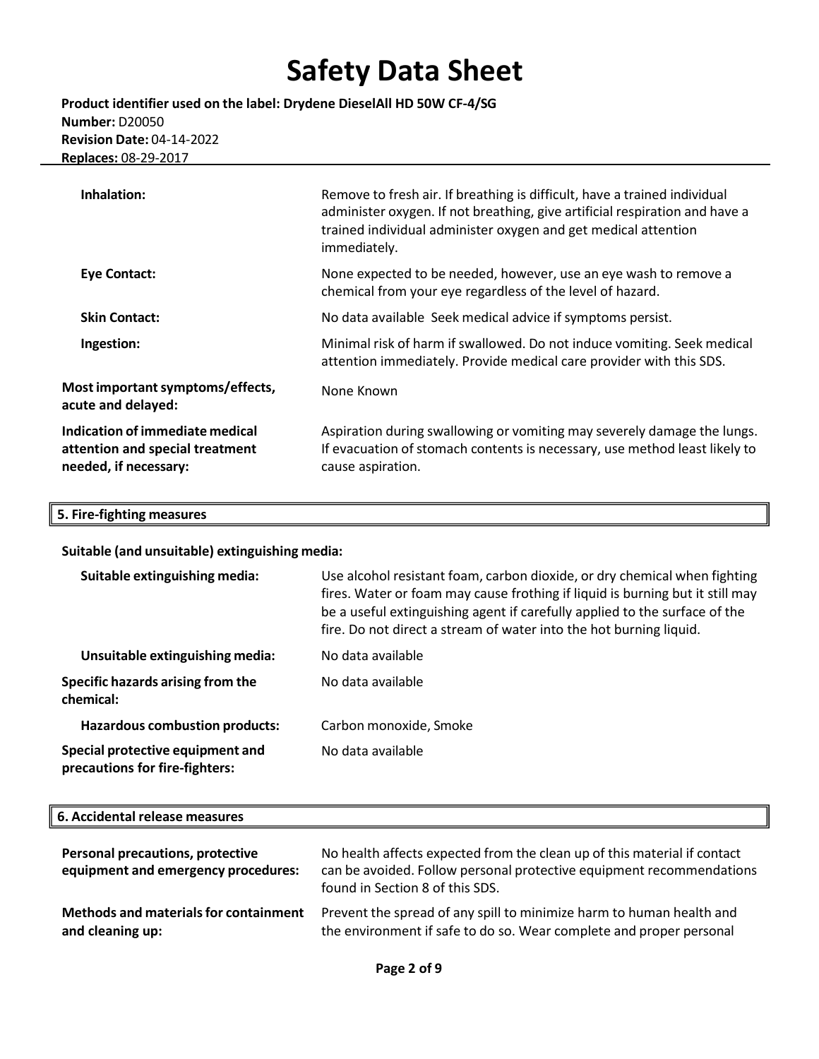| | |
|---|---|
| **Inhalation:** | Remove to fresh air. If breathing is difficult, have a trained individual administer oxygen. If not breathing, give artificial respiration and have a trained individual administer oxygen and get medical attention immediately. |
| **Eye Contact:** | None expected to be needed, however, use an eye wash to remove a chemical from your eye regardless of the level of hazard. |
| **Skin Contact:** | No data available Seek medical advice if symptoms persist. |
| **Ingestion:** | Minimal risk of harm if swallowed. Do not induce vomiting. Seek medical attention immediately. Provide medical care provider with this SDS. |
| **Most important symptoms/effects, acute and delayed:** | None Known |
| **Indication of immediate medical attention and special treatment needed, if necessary:** | Aspiration during swallowing or vomiting may severely damage the lungs. If evacuation of stomach contents is necessary, use method least likely to cause aspiration. |

## 5. Fire-fighting measures

**Suitable (and unsuitable) extinguishing media:**

| | |
|---|---|
| **Suitable extinguishing media:** | Use alcohol resistant foam, carbon dioxide, or dry chemical when fighting fires. Water or foam may cause frothing if liquid is burning but it still may be a useful extinguishing agent if carefully applied to the surface of the fire. Do not direct a stream of water into the hot burning liquid. |
| **Unsuitable extinguishing media:** | No data available |
| **Specific hazards arising from the chemical:** | No data available |
| **Hazardous combustion products:** | Carbon monoxide, Smoke |
| **Special protective equipment and precautions for fire-fighters:** | No data available |

## 6. Accidental release measures

| | |
|---|---|
| **Personal precautions, protective equipment and emergency procedures:** | No health affects expected from the clean up of this material if contact can be avoided. Follow personal protective equipment recommendations found in Section 8 of this SDS. |
| **Methods and materials for containment and cleaning up:** | Prevent the spread of any spill to minimize harm to human health and the environment if safe to do so. Wear complete and proper personal |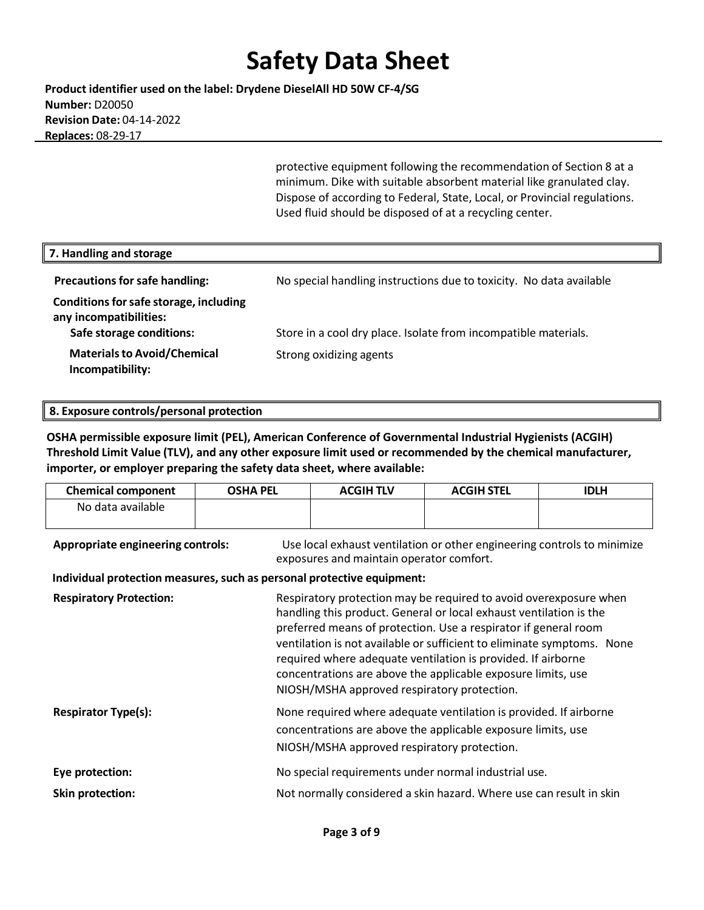protective equipment following the recommendation of Section 8 at a minimum. Dike with suitable absorbent material like granulated clay. Dispose of according to Federal, State, Local, or Provincial regulations. Used fluid should be disposed of at a recycling center.

## 7. Handling and storage

**Precautions for safe handling:** No special handling instructions due to toxicity. No data available

**Conditions for safe storage, including any incompatibilities:**

**Safe storage conditions:** Store in a cool dry place. Isolate from incompatible materials.

**Materials to Avoid/Chemical Incompatibility:** Strong oxidizing agents

## 8. Exposure controls/personal protection

**OSHA permissible exposure limit (PEL), American Conference of Governmental Industrial Hygienists (ACGIH) Threshold Limit Value (TLV), and any other exposure limit used or recommended by the chemical manufacturer, importer, or employer preparing the safety data sheet, where available:**

| Chemical component | OSHA PEL | ACGIH TLV | ACGIH STEL | IDLH |
|---|---|---|---|---|
| No data available | | | | |

**Appropriate engineering controls:** Use local exhaust ventilation or other engineering controls to minimize exposures and maintain operator comfort.

**Individual protection measures, such as personal protective equipment:**

**Respiratory Protection:** Respiratory protection may be required to avoid overexposure when handling this product. General or local exhaust ventilation is the preferred means of protection. Use a respirator if general room ventilation is not available or sufficient to eliminate symptoms. None required where adequate ventilation is provided. If airborne concentrations are above the applicable exposure limits, use NIOSH/MSHA approved respiratory protection.

**Respirator Type(s):** None required where adequate ventilation is provided. If airborne concentrations are above the applicable exposure limits, use NIOSH/MSHA approved respiratory protection.

**Eye protection:** No special requirements under normal industrial use.

**Skin protection:** Not normally considered a skin hazard. Where use can result in skin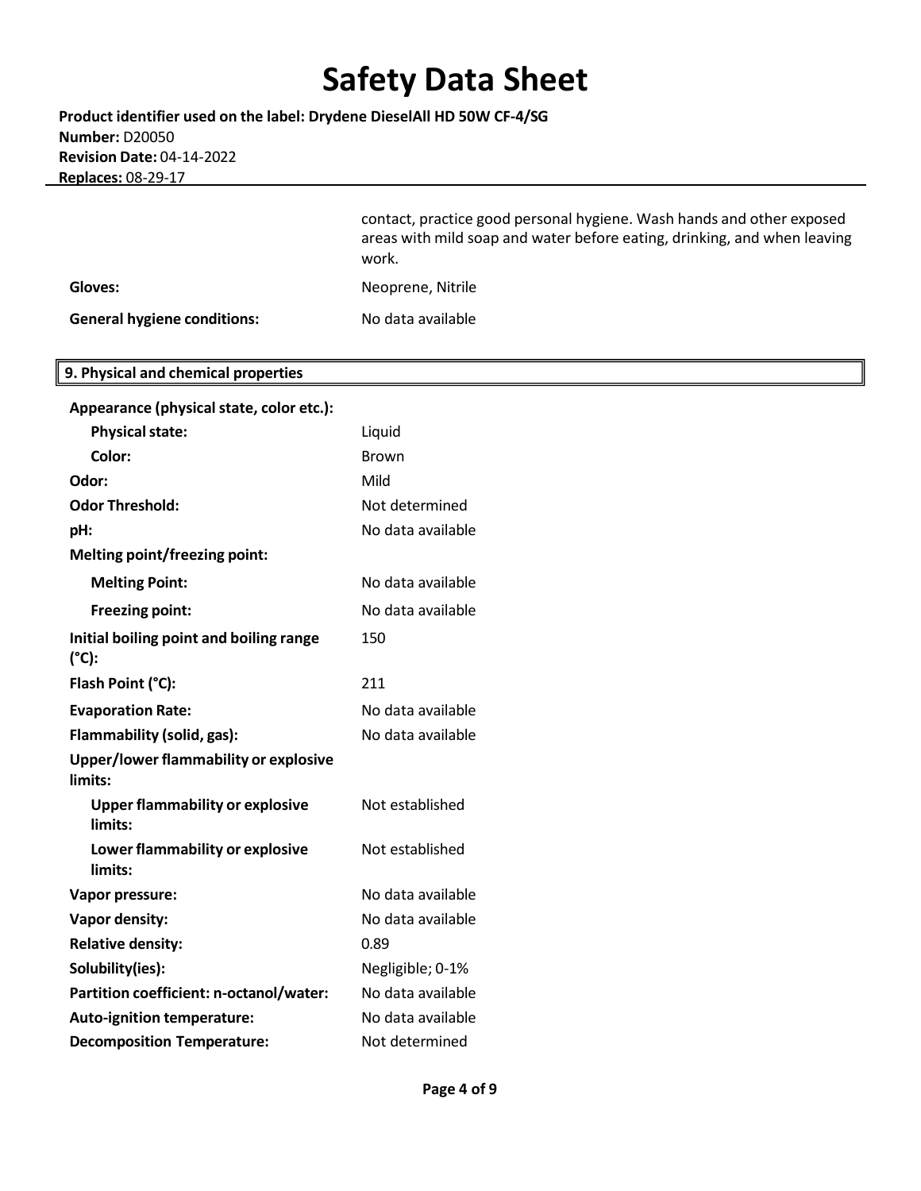contact, practice good personal hygiene. Wash hands and other exposed areas with mild soap and water before eating, drinking, and when leaving work.

| | |
|---|---|
| **Gloves:** | Neoprene, Nitrile |
| **General hygiene conditions:** | No data available |

## 9. Physical and chemical properties

| | |
|---|---|
| **Appearance (physical state, color etc.):** | |
| **Physical state:** | Liquid |
| **Color:** | Brown |
| **Odor:** | Mild |
| **Odor Threshold:** | Not determined |
| **pH:** | No data available |
| **Melting point/freezing point:** | |
| **Melting Point:** | No data available |
| **Freezing point:** | No data available |
| **Initial boiling point and boiling range (°C):** | 150 |
| **Flash Point (°C):** | 211 |
| **Evaporation Rate:** | No data available |
| **Flammability (solid, gas):** | No data available |
| **Upper/lower flammability or explosive limits:** | |
| **Upper flammability or explosive limits:** | Not established |
| **Lower flammability or explosive limits:** | Not established |
| **Vapor pressure:** | No data available |
| **Vapor density:** | No data available |
| **Relative density:** | 0.89 |
| **Solubility(ies):** | Negligible; 0-1% |
| **Partition coefficient: n-octanol/water:** | No data available |
| **Auto-ignition temperature:** | No data available |
| **Decomposition Temperature:** | Not determined |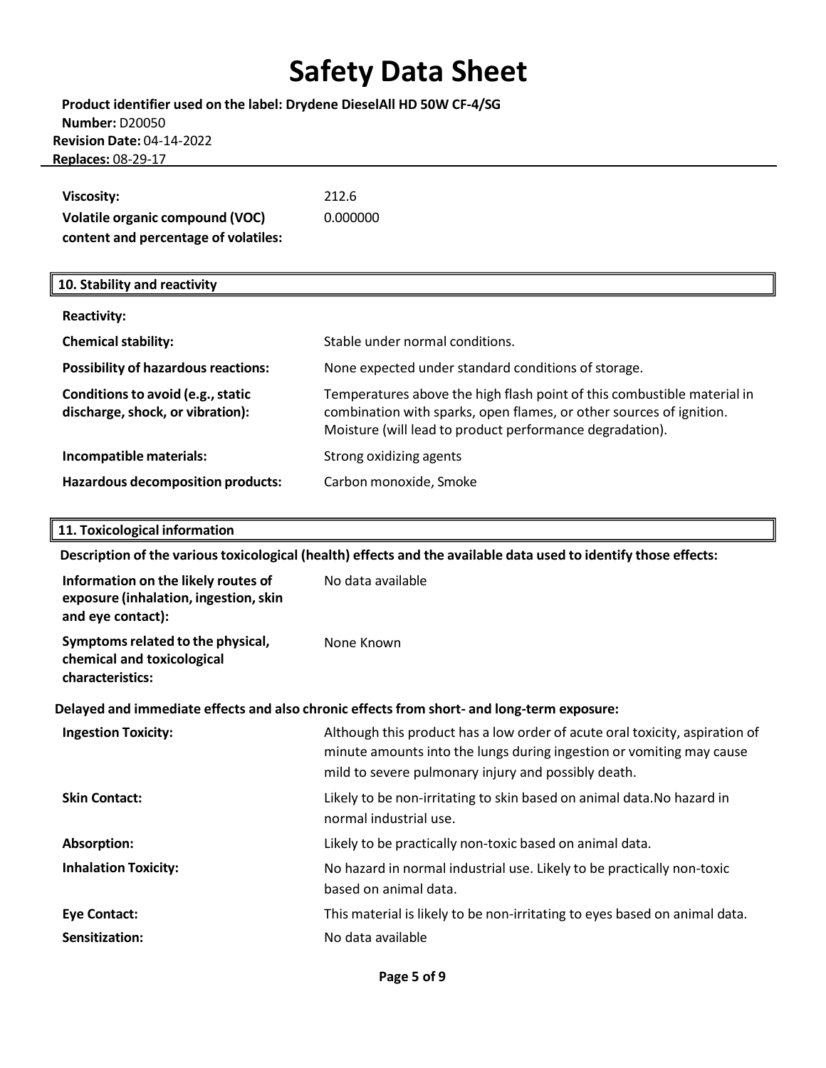| | |
|---|---|
| **Viscosity:** | 212.6 |
| **Volatile organic compound (VOC) content and percentage of volatiles:** | 0.000000 |

## 10. Stability and reactivity

| | |
|---|---|
| **Reactivity:** | |
| **Chemical stability:** | Stable under normal conditions. |
| **Possibility of hazardous reactions:** | None expected under standard conditions of storage. |
| **Conditions to avoid (e.g., static discharge, shock, or vibration):** | Temperatures above the high flash point of this combustible material in combination with sparks, open flames, or other sources of ignition. Moisture (will lead to product performance degradation). |
| **Incompatible materials:** | Strong oxidizing agents |
| **Hazardous decomposition products:** | Carbon monoxide, Smoke |

## 11. Toxicological information

**Description of the various toxicological (health) effects and the available data used to identify those effects:**

| | |
|---|---|
| **Information on the likely routes of exposure (inhalation, ingestion, skin and eye contact):** | No data available |
| **Symptoms related to the physical, chemical and toxicological characteristics:** | None Known |

**Delayed and immediate effects and also chronic effects from short- and long-term exposure:**

| | |
|---|---|
| **Ingestion Toxicity:** | Although this product has a low order of acute oral toxicity, aspiration of minute amounts into the lungs during ingestion or vomiting may cause mild to severe pulmonary injury and possibly death. |
| **Skin Contact:** | Likely to be non-irritating to skin based on animal data.No hazard in normal industrial use. |
| **Absorption:** | Likely to be practically non-toxic based on animal data. |
| **Inhalation Toxicity:** | No hazard in normal industrial use. Likely to be practically non-toxic based on animal data. |
| **Eye Contact:** | This material is likely to be non-irritating to eyes based on animal data. |
| **Sensitization:** | No data available |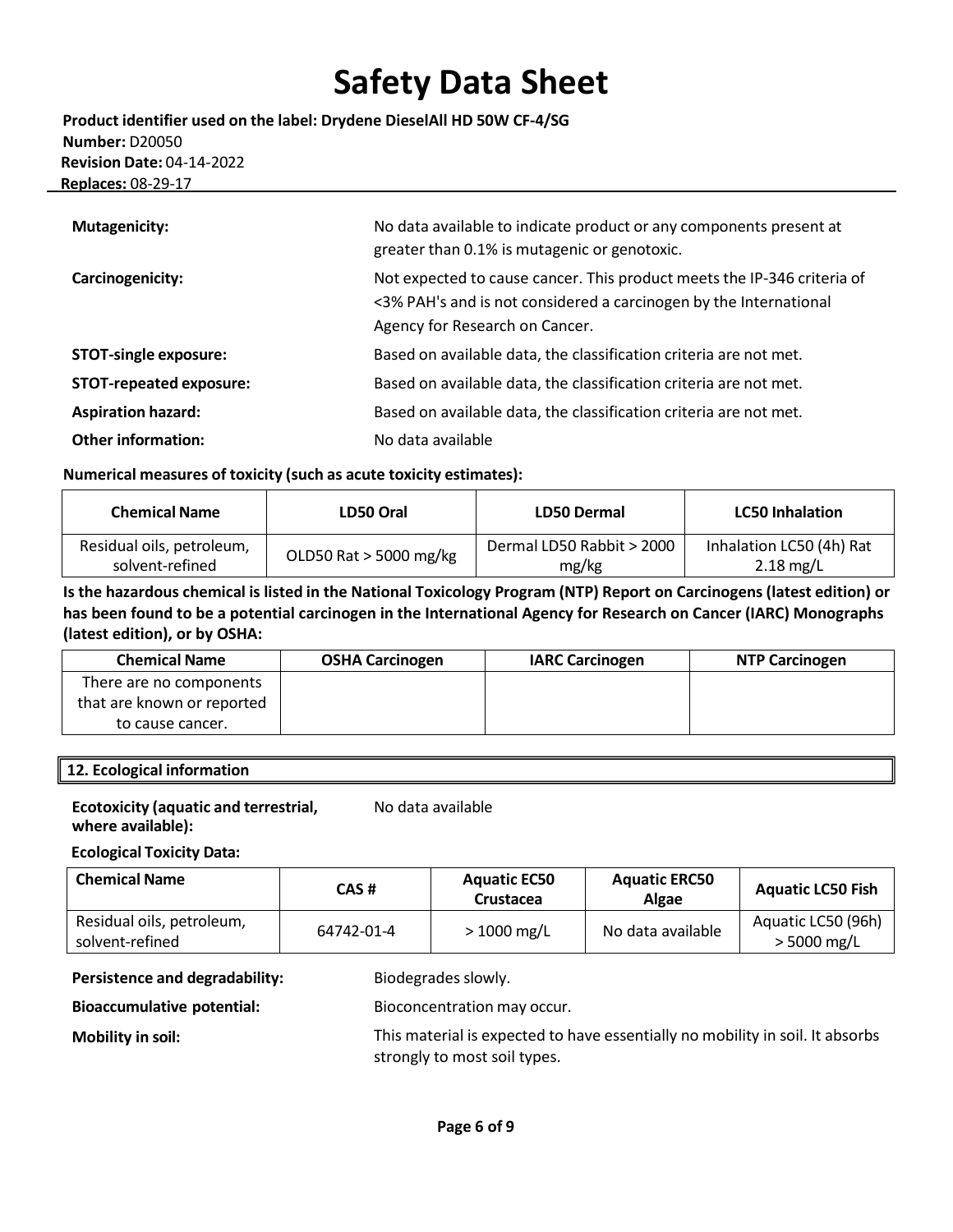| | |
|---|---|
| **Mutagenicity:** | No data available to indicate product or any components present at greater than 0.1% is mutagenic or genotoxic. |
| **Carcinogenicity:** | Not expected to cause cancer. This product meets the IP-346 criteria of <3% PAH's and is not considered a carcinogen by the International Agency for Research on Cancer. |
| **STOT-single exposure:** | Based on available data, the classification criteria are not met. |
| **STOT-repeated exposure:** | Based on available data, the classification criteria are not met. |
| **Aspiration hazard:** | Based on available data, the classification criteria are not met. |
| **Other information:** | No data available |

**Numerical measures of toxicity (such as acute toxicity estimates):**

| Chemical Name | LD50 Oral | LD50 Dermal | LC50 Inhalation |
|---|---|---|---|
| Residual oils, petroleum, solvent-refined | OLD50 Rat > 5000 mg/kg | Dermal LD50 Rabbit > 2000 mg/kg | Inhalation LC50 (4h) Rat 2.18 mg/L |

**Is the hazardous chemical is listed in the National Toxicology Program (NTP) Report on Carcinogens (latest edition) or has been found to be a potential carcinogen in the International Agency for Research on Cancer (IARC) Monographs (latest edition), or by OSHA:**

| Chemical Name | OSHA Carcinogen | IARC Carcinogen | NTP Carcinogen |
|---|---|---|---|
| There are no components that are known or reported to cause cancer. | | | |

## 12. Ecological information

**Ecotoxicity (aquatic and terrestrial, where available):** No data available

**Ecological Toxicity Data:**

| Chemical Name | CAS # | Aquatic EC50 Crustacea | Aquatic ERC50 Algae | Aquatic LC50 Fish |
|---|---|---|---|---|
| Residual oils, petroleum, solvent-refined | 64742-01-4 | > 1000 mg/L | No data available | Aquatic LC50 (96h) > 5000 mg/L |

| | |
|---|---|
| **Persistence and degradability:** | Biodegrades slowly. |
| **Bioaccumulative potential:** | Bioconcentration may occur. |
| **Mobility in soil:** | This material is expected to have essentially no mobility in soil. It absorbs strongly to most soil types. |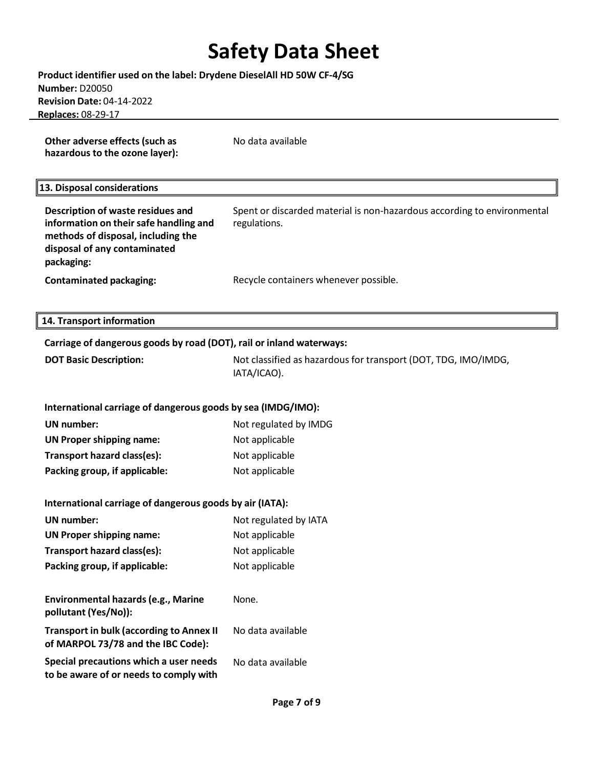| | |
|---|---|
| **Other adverse effects (such as hazardous to the ozone layer):** | No data available |

## 13. Disposal considerations

| | |
|---|---|
| **Description of waste residues and information on their safe handling and methods of disposal, including the disposal of any contaminated packaging:** | Spent or discarded material is non-hazardous according to environmental regulations. |
| **Contaminated packaging:** | Recycle containers whenever possible. |

## 14. Transport information

**Carriage of dangerous goods by road (DOT), rail or inland waterways:**

| | |
|---|---|
| **DOT Basic Description:** | Not classified as hazardous for transport (DOT, TDG, IMO/IMDG, IATA/ICAO). |

**International carriage of dangerous goods by sea (IMDG/IMO):**

| | |
|---|---|
| **UN number:** | Not regulated by IMDG |
| **UN Proper shipping name:** | Not applicable |
| **Transport hazard class(es):** | Not applicable |
| **Packing group, if applicable:** | Not applicable |

**International carriage of dangerous goods by air (IATA):**

| | |
|---|---|
| **UN number:** | Not regulated by IATA |
| **UN Proper shipping name:** | Not applicable |
| **Transport hazard class(es):** | Not applicable |
| **Packing group, if applicable:** | Not applicable |

| | |
|---|---|
| **Environmental hazards (e.g., Marine pollutant (Yes/No)):** | None. |
| **Transport in bulk (according to Annex II of MARPOL 73/78 and the IBC Code):** | No data available |
| **Special precautions which a user needs to be aware of or needs to comply with** | No data available |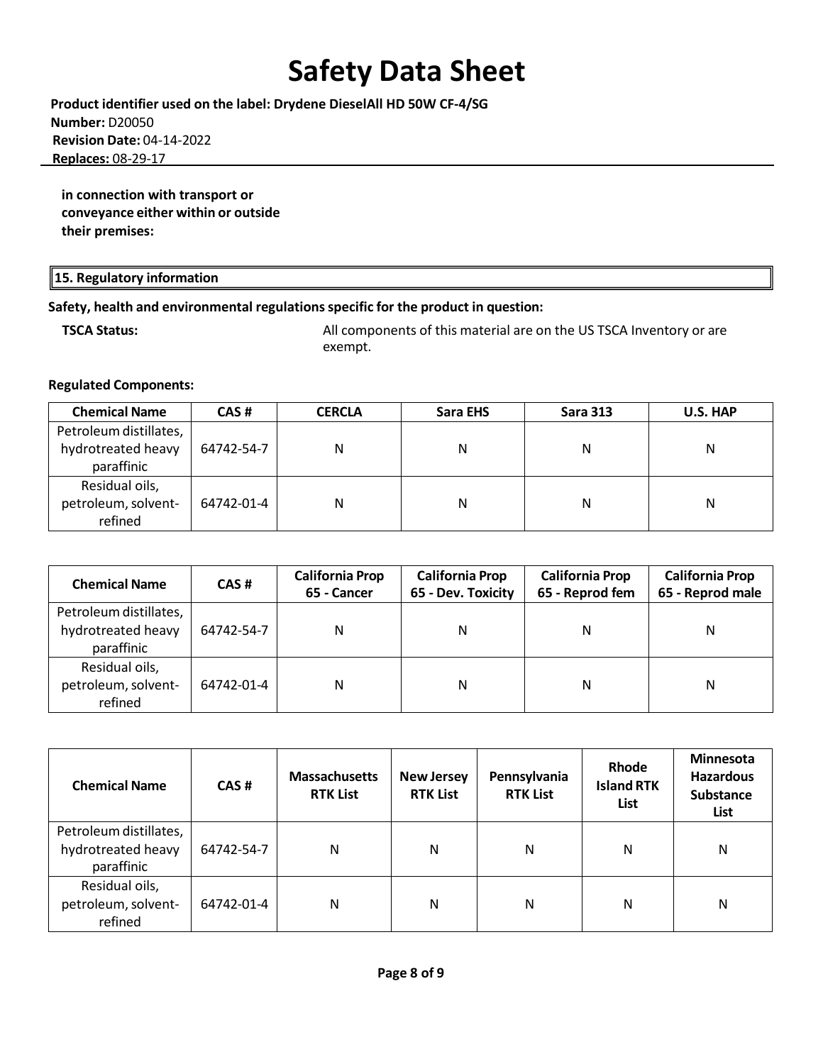**in connection with transport or conveyance either within or outside their premises:**

## 15. Regulatory information

**Safety, health and environmental regulations specific for the product in question:**

**TSCA Status:** All components of this material are on the US TSCA Inventory or are exempt.

**Regulated Components:**

| Chemical Name | CAS # | CERCLA | Sara EHS | Sara 313 | U.S. HAP |
|---|---|---|---|---|---|
| Petroleum distillates, hydrotreated heavy paraffinic | 64742-54-7 | N | N | N | N |
| Residual oils, petroleum, solvent-refined | 64742-01-4 | N | N | N | N |

| Chemical Name | CAS # | California Prop 65 - Cancer | California Prop 65 - Dev. Toxicity | California Prop 65 - Reprod fem | California Prop 65 - Reprod male |
|---|---|---|---|---|---|
| Petroleum distillates, hydrotreated heavy paraffinic | 64742-54-7 | N | N | N | N |
| Residual oils, petroleum, solvent-refined | 64742-01-4 | N | N | N | N |

| Chemical Name | CAS # | Massachusetts RTK List | New Jersey RTK List | Pennsylvania RTK List | Rhode Island RTK List | Minnesota Hazardous Substance List |
|---|---|---|---|---|---|---|
| Petroleum distillates, hydrotreated heavy paraffinic | 64742-54-7 | N | N | N | N | N |
| Residual oils, petroleum, solvent-refined | 64742-01-4 | N | N | N | N | N |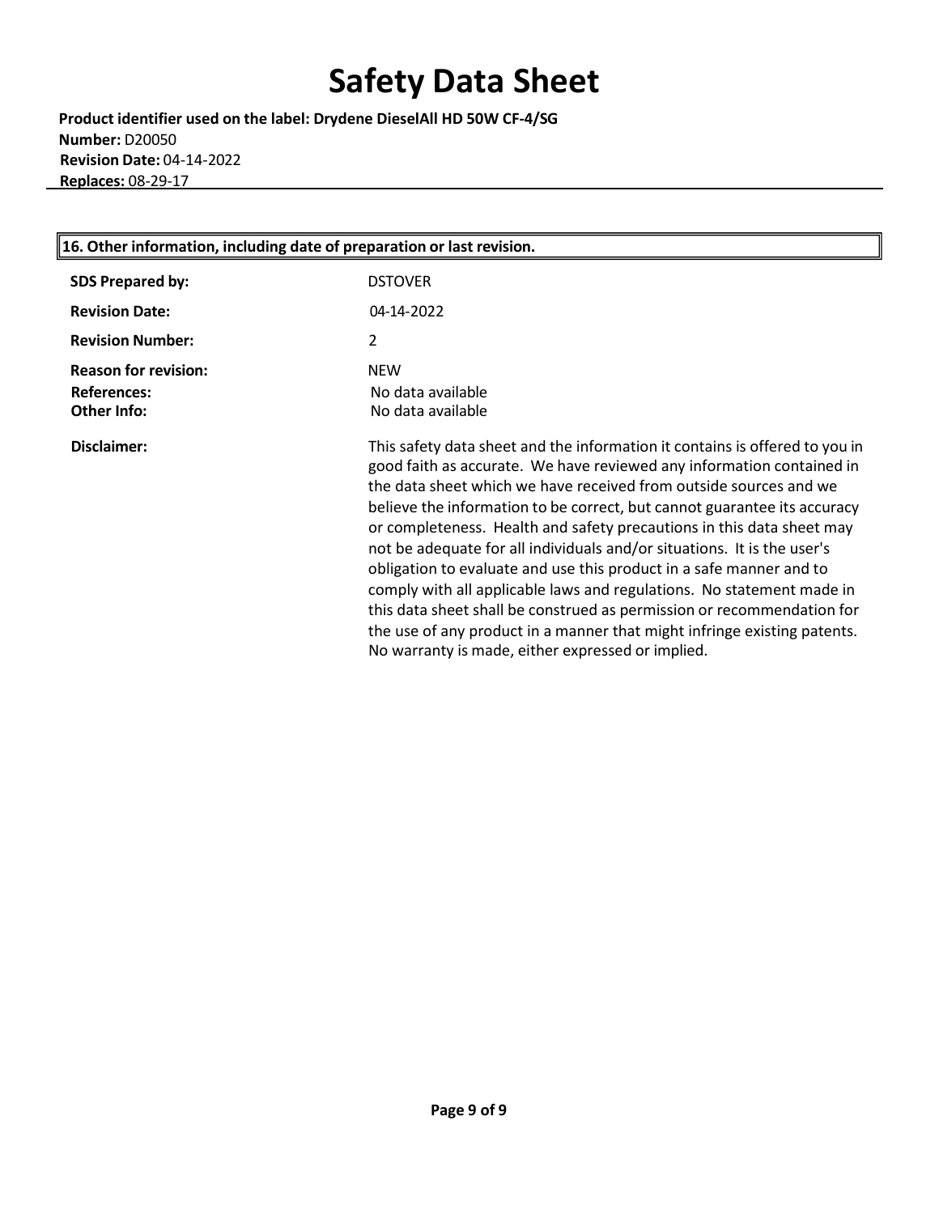# Safety Data Sheet

**Product identifier used on the label: Drydene DieselAll HD 50W CF-4/SG**
**Number:** D20050
**Revision Date:** 04-14-2022
**Replaces:** 08-29-17

## 16. Other information, including date of preparation or last revision.

| | |
|---|---|
| **SDS Prepared by:** | DSTOVER |
| **Revision Date:** | 04-14-2022 |
| **Revision Number:** | 2 |
| **Reason for revision:** | NEW |
| **References:** | No data available |
| **Other Info:** | No data available |
| **Disclaimer:** | This safety data sheet and the information it contains is offered to you in good faith as accurate. We have reviewed any information contained in the data sheet which we have received from outside sources and we believe the information to be correct, but cannot guarantee its accuracy or completeness. Health and safety precautions in this data sheet may not be adequate for all individuals and/or situations. It is the user's obligation to evaluate and use this product in a safe manner and to comply with all applicable laws and regulations. No statement made in this data sheet shall be construed as permission or recommendation for the use of any product in a manner that might infringe existing patents. No warranty is made, either expressed or implied. |